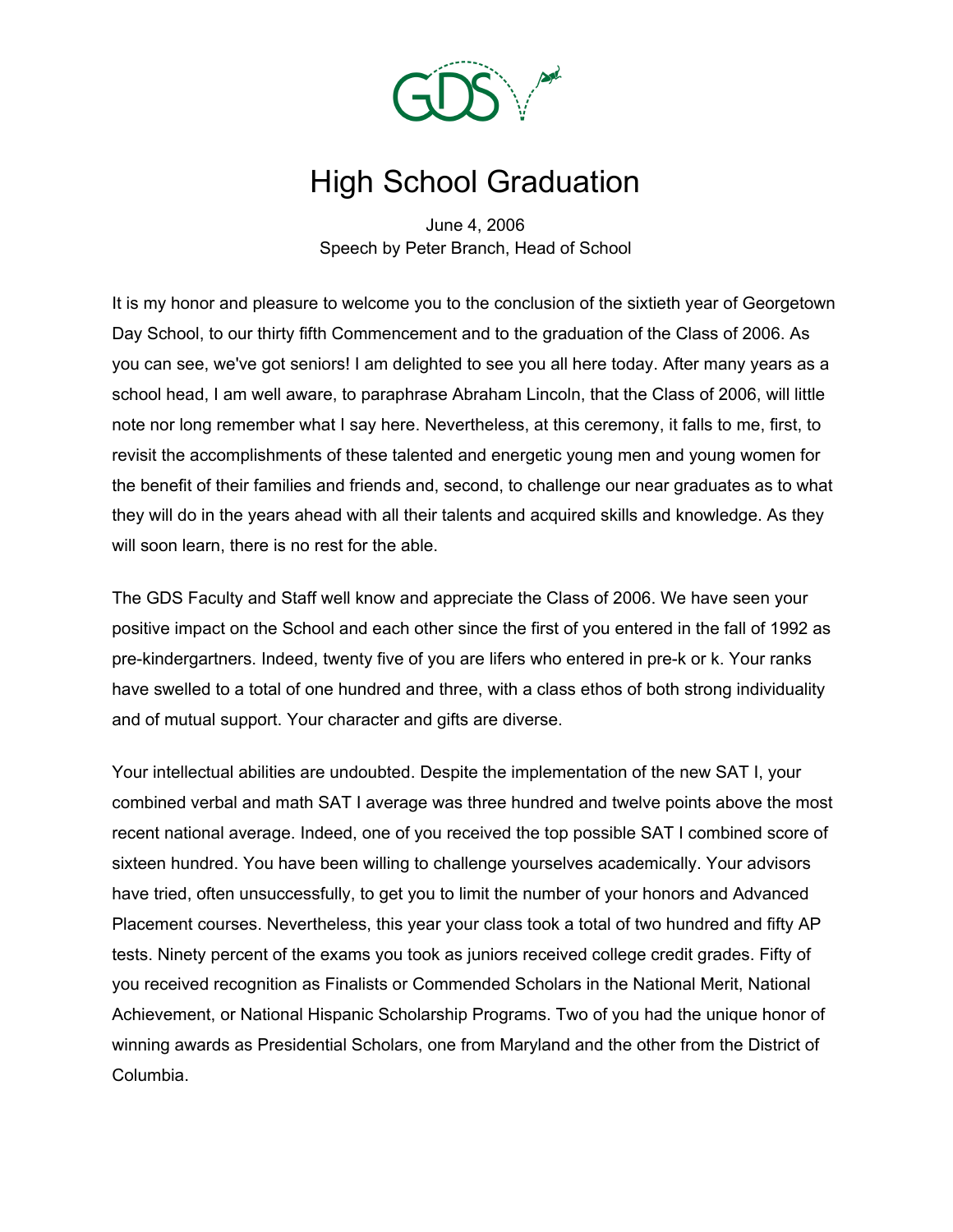# High School Graduation

June 4, 2006
Speech by Peter Branch, Head of School

It is my honor and pleasure to welcome you to the conclusion of the sixtieth year of Georgetown Day School, to our thirty fifth Commencement and to the graduation of the Class of 2006. As you can see, we've got seniors! I am delighted to see you all here today. After many years as a school head, I am well aware, to paraphrase Abraham Lincoln, that the Class of 2006, will little note nor long remember what I say here. Nevertheless, at this ceremony, it falls to me, first, to revisit the accomplishments of these talented and energetic young men and young women for the benefit of their families and friends and, second, to challenge our near graduates as to what they will do in the years ahead with all their talents and acquired skills and knowledge. As they will soon learn, there is no rest for the able.

The GDS Faculty and Staff well know and appreciate the Class of 2006. We have seen your positive impact on the School and each other since the first of you entered in the fall of 1992 as pre-kindergartners. Indeed, twenty five of you are lifers who entered in pre-k or k. Your ranks have swelled to a total of one hundred and three, with a class ethos of both strong individuality and of mutual support. Your character and gifts are diverse.

Your intellectual abilities are undoubted. Despite the implementation of the new SAT I, your combined verbal and math SAT I average was three hundred and twelve points above the most recent national average. Indeed, one of you received the top possible SAT I combined score of sixteen hundred. You have been willing to challenge yourselves academically. Your advisors have tried, often unsuccessfully, to get you to limit the number of your honors and Advanced Placement courses. Nevertheless, this year your class took a total of two hundred and fifty AP tests. Ninety percent of the exams you took as juniors received college credit grades. Fifty of you received recognition as Finalists or Commended Scholars in the National Merit, National Achievement, or National Hispanic Scholarship Programs. Two of you had the unique honor of winning awards as Presidential Scholars, one from Maryland and the other from the District of Columbia.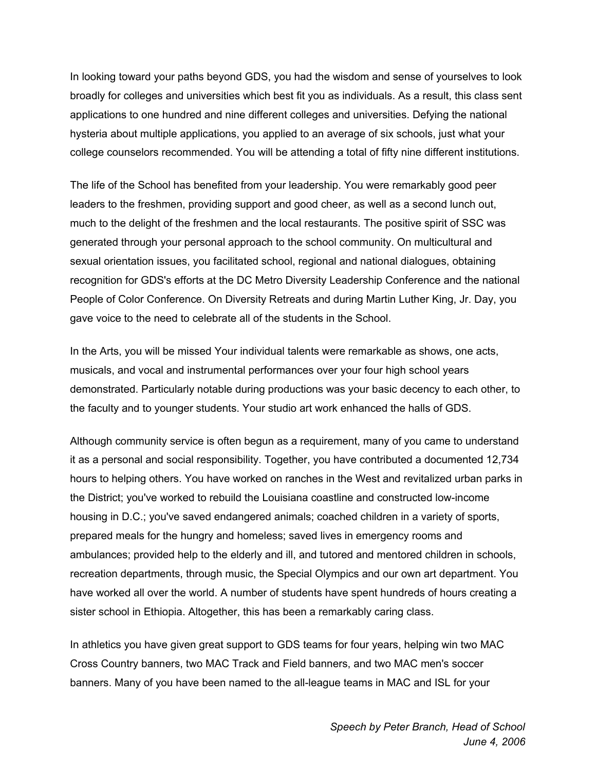In looking toward your paths beyond GDS, you had the wisdom and sense of yourselves to look broadly for colleges and universities which best fit you as individuals. As a result, this class sent applications to one hundred and nine different colleges and universities. Defying the national hysteria about multiple applications, you applied to an average of six schools, just what your college counselors recommended. You will be attending a total of fifty nine different institutions.

The life of the School has benefited from your leadership. You were remarkably good peer leaders to the freshmen, providing support and good cheer, as well as a second lunch out, much to the delight of the freshmen and the local restaurants. The positive spirit of SSC was generated through your personal approach to the school community. On multicultural and sexual orientation issues, you facilitated school, regional and national dialogues, obtaining recognition for GDS's efforts at the DC Metro Diversity Leadership Conference and the national People of Color Conference. On Diversity Retreats and during Martin Luther King, Jr. Day, you gave voice to the need to celebrate all of the students in the School.

In the Arts, you will be missed Your individual talents were remarkable as shows, one acts, musicals, and vocal and instrumental performances over your four high school years demonstrated. Particularly notable during productions was your basic decency to each other, to the faculty and to younger students. Your studio art work enhanced the halls of GDS.

Although community service is often begun as a requirement, many of you came to understand it as a personal and social responsibility. Together, you have contributed a documented 12,734 hours to helping others. You have worked on ranches in the West and revitalized urban parks in the District; you've worked to rebuild the Louisiana coastline and constructed low-income housing in D.C.; you've saved endangered animals; coached children in a variety of sports, prepared meals for the hungry and homeless; saved lives in emergency rooms and ambulances; provided help to the elderly and ill, and tutored and mentored children in schools, recreation departments, through music, the Special Olympics and our own art department. You have worked all over the world. A number of students have spent hundreds of hours creating a sister school in Ethiopia. Altogether, this has been a remarkably caring class.

In athletics you have given great support to GDS teams for four years, helping win two MAC Cross Country banners, two MAC Track and Field banners, and two MAC men's soccer banners. Many of you have been named to the all-league teams in MAC and ISL for your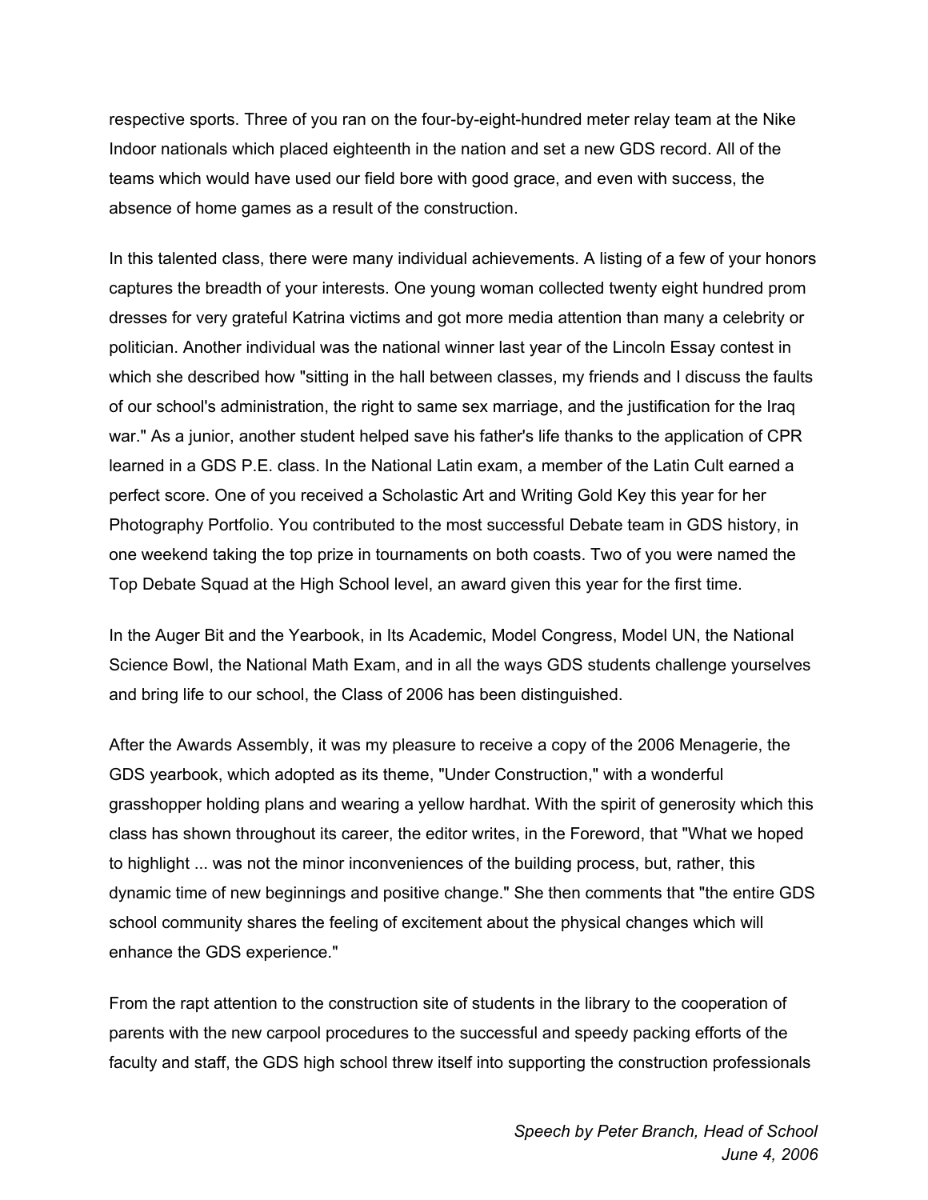respective sports. Three of you ran on the four-by-eight-hundred meter relay team at the Nike Indoor nationals which placed eighteenth in the nation and set a new GDS record. All of the teams which would have used our field bore with good grace, and even with success, the absence of home games as a result of the construction.

In this talented class, there were many individual achievements. A listing of a few of your honors captures the breadth of your interests. One young woman collected twenty eight hundred prom dresses for very grateful Katrina victims and got more media attention than many a celebrity or politician. Another individual was the national winner last year of the Lincoln Essay contest in which she described how "sitting in the hall between classes, my friends and I discuss the faults of our school's administration, the right to same sex marriage, and the justification for the Iraq war." As a junior, another student helped save his father's life thanks to the application of CPR learned in a GDS P.E. class. In the National Latin exam, a member of the Latin Cult earned a perfect score. One of you received a Scholastic Art and Writing Gold Key this year for her Photography Portfolio. You contributed to the most successful Debate team in GDS history, in one weekend taking the top prize in tournaments on both coasts. Two of you were named the Top Debate Squad at the High School level, an award given this year for the first time.

In the Auger Bit and the Yearbook, in Its Academic, Model Congress, Model UN, the National Science Bowl, the National Math Exam, and in all the ways GDS students challenge yourselves and bring life to our school, the Class of 2006 has been distinguished.

After the Awards Assembly, it was my pleasure to receive a copy of the 2006 Menagerie, the GDS yearbook, which adopted as its theme, "Under Construction," with a wonderful grasshopper holding plans and wearing a yellow hardhat. With the spirit of generosity which this class has shown throughout its career, the editor writes, in the Foreword, that "What we hoped to highlight ... was not the minor inconveniences of the building process, but, rather, this dynamic time of new beginnings and positive change." She then comments that "the entire GDS school community shares the feeling of excitement about the physical changes which will enhance the GDS experience."

From the rapt attention to the construction site of students in the library to the cooperation of parents with the new carpool procedures to the successful and speedy packing efforts of the faculty and staff, the GDS high school threw itself into supporting the construction professionals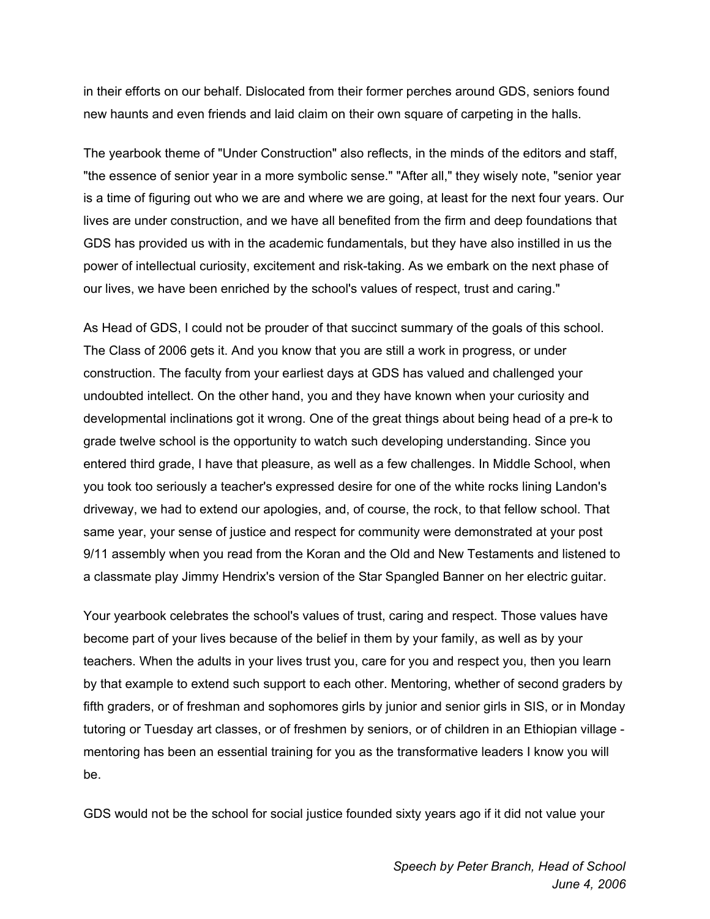in their efforts on our behalf. Dislocated from their former perches around GDS, seniors found new haunts and even friends and laid claim on their own square of carpeting in the halls.

The yearbook theme of "Under Construction" also reflects, in the minds of the editors and staff, "the essence of senior year in a more symbolic sense." "After all," they wisely note, "senior year is a time of figuring out who we are and where we are going, at least for the next four years. Our lives are under construction, and we have all benefited from the firm and deep foundations that GDS has provided us with in the academic fundamentals, but they have also instilled in us the power of intellectual curiosity, excitement and risk-taking. As we embark on the next phase of our lives, we have been enriched by the school's values of respect, trust and caring."

As Head of GDS, I could not be prouder of that succinct summary of the goals of this school. The Class of 2006 gets it. And you know that you are still a work in progress, or under construction. The faculty from your earliest days at GDS has valued and challenged your undoubted intellect. On the other hand, you and they have known when your curiosity and developmental inclinations got it wrong. One of the great things about being head of a pre-k to grade twelve school is the opportunity to watch such developing understanding. Since you entered third grade, I have that pleasure, as well as a few challenges. In Middle School, when you took too seriously a teacher's expressed desire for one of the white rocks lining Landon's driveway, we had to extend our apologies, and, of course, the rock, to that fellow school. That same year, your sense of justice and respect for community were demonstrated at your post 9/11 assembly when you read from the Koran and the Old and New Testaments and listened to a classmate play Jimmy Hendrix's version of the Star Spangled Banner on her electric guitar.

Your yearbook celebrates the school's values of trust, caring and respect. Those values have become part of your lives because of the belief in them by your family, as well as by your teachers. When the adults in your lives trust you, care for you and respect you, then you learn by that example to extend such support to each other. Mentoring, whether of second graders by fifth graders, or of freshman and sophomores girls by junior and senior girls in SIS, or in Monday tutoring or Tuesday art classes, or of freshmen by seniors, or of children in an Ethiopian village - mentoring has been an essential training for you as the transformative leaders I know you will be.

GDS would not be the school for social justice founded sixty years ago if it did not value your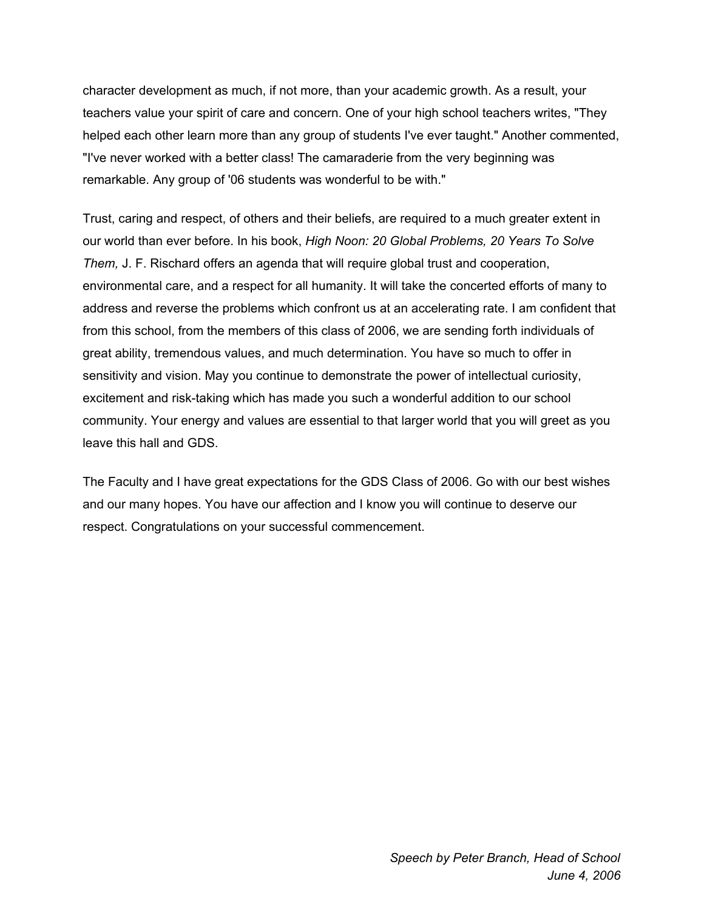character development as much, if not more, than your academic growth. As a result, your teachers value your spirit of care and concern. One of your high school teachers writes, "They helped each other learn more than any group of students I've ever taught." Another commented, "I've never worked with a better class! The camaraderie from the very beginning was remarkable. Any group of '06 students was wonderful to be with."

Trust, caring and respect, of others and their beliefs, are required to a much greater extent in our world than ever before. In his book, *High Noon: 20 Global Problems, 20 Years To Solve Them,* J. F. Rischard offers an agenda that will require global trust and cooperation, environmental care, and a respect for all humanity. It will take the concerted efforts of many to address and reverse the problems which confront us at an accelerating rate. I am confident that from this school, from the members of this class of 2006, we are sending forth individuals of great ability, tremendous values, and much determination. You have so much to offer in sensitivity and vision. May you continue to demonstrate the power of intellectual curiosity, excitement and risk-taking which has made you such a wonderful addition to our school community. Your energy and values are essential to that larger world that you will greet as you leave this hall and GDS.

The Faculty and I have great expectations for the GDS Class of 2006. Go with our best wishes and our many hopes. You have our affection and I know you will continue to deserve our respect. Congratulations on your successful commencement.

*Speech by Peter Branch, Head of School*
*June 4, 2006*